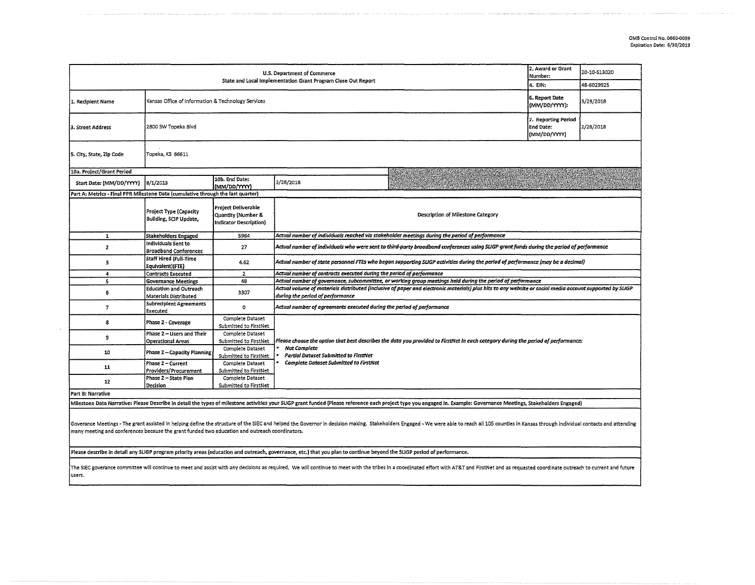OMB Control No. 0660-0039
Expiration Date: 6/30/2019

| U.S. Department of Commerce<br>State and Local Implementation Grant Program Close Out Report | | | | 2. Award or Grant Number: | 20-10-S13020 |
|---|---|---|---|---|---|
| | | | | 4. EIN: | 48-6029925 |
| 1. Recipient Name | Kansas Office of Information & Technology Services | | | 6. Report Date (MM/DD/YYYY): | 3/29/2018 |
| 3. Street Address | 2800 SW Topeka Blvd | | | 7. Reporting Period End Date: (MM/DD/YYYY) | 2/28/2018 |
| 5. City, State, Zip Code | Topeka, KS 66611 | | | | |
| 10a. Project/Grant Period | | | | | |
| Start Date: (MM/DD/YYYY) | 8/1/2013 | 10b. End Date: (MM/DD/YYYY) | 2/28/2018 | | |

**Part A: Metrics - Final PPR Milestone Data (cumulative through the last quarter)**

| | Project Type (Capacity Building, SCIP Update, | Project Deliverable Quantity (Number & Indicator Description) | Description of Milestone Category |
|---|---|---|---|
| 1 | Stakeholders Engaged | 5964 | *Actual number of individuals reached via stakeholder meetings during the period of performance* |
| 2 | Individuals Sent to Broadband Conferences | 27 | *Actual number of individuals who were sent to third-party broadband conferences using SLIGP grant funds during the period of performance* |
| 3 | Staff Hired (Full-Time Equivalent)(FTE) | 4.62 | *Actual number of state personnel FTEs who began supporting SLIGP activities during the period of performance (may be a decimal)* |
| 4 | Contracts Executed | 2 | *Actual number of contracts executed during the period of performance* |
| 5 | Governance Meetings | 48 | *Actual number of governance, subcommittee, or working group meetings held during the period of performance* |
| 6 | Education and Outreach Materials Distributed | 3307 | *Actual volume of materials distributed (inclusive of paper and electronic materials) plus hits to any website or social media account supported by SLIGP during the period of performance* |
| 7 | Subrecipient Agreements Executed | 0 | *Actual number of agreements executed during the period of performance* |
| 8 | Phase 2 - Coverage | Complete Dataset Submitted to FirstNet | *Please choose the option that best describes the data you provided to FirstNet in each category during the period of performance:*<br>• *Not Complete*<br>• *Partial Dataset Submitted to FirstNet*<br>• *Complete Dataset Submitted to FirstNet* |
| 9 | Phase 2 – Users and Their Operational Areas | Complete Dataset Submitted to FirstNet | |
| 10 | Phase 2 – Capacity Planning | Complete Dataset Submitted to FirstNet | |
| 11 | Phase 2 – Current Providers/Procurement | Complete Dataset Submitted to FirstNet | |
| 12 | Phase 2 – State Plan Decision | Complete Dataset Submitted to FirstNet | |

**Part B: Narrative**

Milestone Data Narrative: Please Describe in detail the types of milestone activities your SLIGP grant funded (Please reference each project type you engaged in. Example: Governance Meetings, Stakeholders Engaged)

Goverance Meetings - The grant assisted in helping define the structure of the SIEC and helped the Governor in decision making. Stakeholders Engaged - We were able to reach all 105 counties in Kansas through individual contacts and attending many meeting and conferences because the grant funded two education and outreach coordinators.

Please describe in detail any SLIGP program priority areas (education and outreach, governance, etc.) that you plan to continue beyond the SLIGP period of performance.

The SIEC goverance committee will continue to meet and assist with any decisions as required. We will continue to meet with the tribes in a coordinated effort with AT&T and FirstNet and as requested coordinate outreach to current and future users.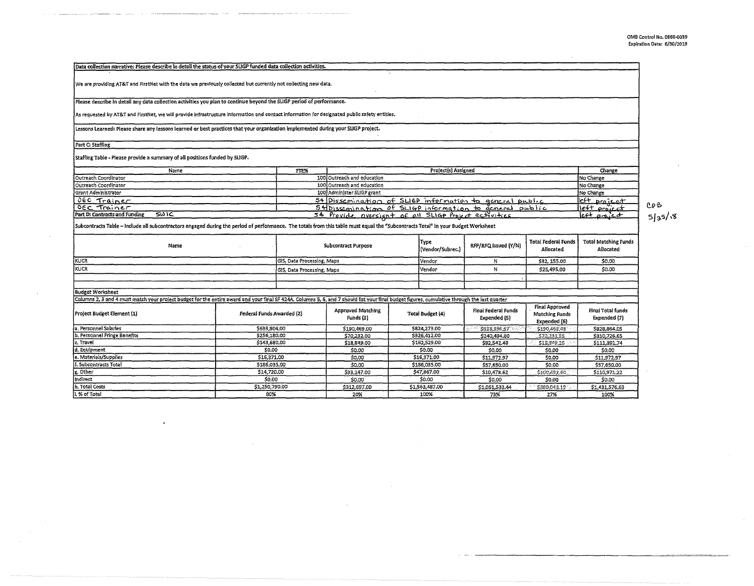OMB Control No. 0660-0039
Expiration Date: 6/30/2019

**Data collection narrative: Please describe in detail the status of your SLIGP funded data collection activities.**

We are providing AT&T and FirstNet with the data we previously collected but currently not collecting new data.

**Please describe in detail any data collection activities you plan to continue beyond the SLIGP period of performance.**

As requested by AT&T and FirstNet, we will provide infrastructure information and contact information for designated public safety entities.

**Lessons Learned: Please share any lessons learned or best practices that your organization implemented during your SLIGP project.**

**Part C: Staffing**

Staffing Table - Please provide a summary of all positions funded by SLIGP.

| Name | FTE% | Project(s) Assigned | Change |
|---|---|---|---|
| Outreach Coordinator | 100 | Outreach and education | No Change |
| Outreach Coordinator | 100 | Outreach and education | No Change |
| Grant Administrator | 100 | Administer SLIGP grant | No Change |
| OEC Trainer | 54 | Dissemination of SLIGP information to general public | left project |
| OEC Trainer | 54 | Dissemination of SLIGP information to general public | left project |
| SWIC | 54 | Provide oversight of all SLIGP Project activities | left project |

CPB 5/25/18

**Part D: Contracts and Funding**

Subcontracts Table – Include all subcontractors engaged during the period of performance. The totals from this table must equal the "Subcontracts Total" in your Budget Worksheet

| Name | Subcontract Purpose | Type (Vendor/Subrec.) | RFP/RFQ Issued (Y/N) | Total Federal Funds Allocated | Total Matching Funds Allocated |
|---|---|---|---|---|---|
| KUCR | GIS, Data Processing, Maps | Vendor | N | $32,155.00 | $0.00 |
| KUCR | GIS, Data Processing, Maps | Vendor | N | $25,495.00 | $0.00 |
| | | | | | |

**Budget Worksheet**

Columns 2, 3 and 4 must match your project budget for the entire award and your final SF 424A. Columns 5, 6, and 7 should list your final budget figures, cumulative through the last quarter

| Project Budget Element (1) | Federal Funds Awarded (2) | Approved Matching Funds (3) | Total Budget (4) | Final Federal Funds Expended (5) | Final Approved Matching Funds Expended (6) | Final Total funds Expended (7) |
|---|---|---|---|---|---|---|
| a. Personnel Salaries | $633,804.00 | $190,469.00 | $824,273.00 | $638,394.57 | $190,469.48 | $828,864.05 |
| b. Personnel Fringe Benefits | $256,180.00 | $70,232.00 | $326,412.00 | $240,494.80 | $70,231.85 | $310,726.65 |
| c. Travel | $143,680.00 | $18,849.00 | $162,529.00 | $92,542.48 | $18,849.26 | $111,391.74 |
| d. Equipment | $0.00 | $0.00 | $0.00 | $0.00 | $0.00 | $0.00 |
| e. Materials/Supplies | $16,371.00 | $0.00 | $16,371.00 | $11,972.97 | $0.00 | $11,972.97 |
| f. Subcontracts Total | $186,035.00 | $0.00 | $186,035.00 | $57,650.00 | $0.00 | $57,650.00 |
| g. Other | $14,720.00 | $33,147.00 | $47,867.00 | $10,478.62 | $100,492.60 | $110,971.22 |
| Indirect | $0.00 | $0.00 | $0.00 | $0.00 | $0.00 | $0.00 |
| h. Total Costs | $1,250,790.00 | $312,697.00 | $1,563,487.00 | $1,051,533.44 | $380,043.19 | $1,431,576.63 |
| i. % of Total | 80% | 20% | 100% | 73% | 27% | 100% |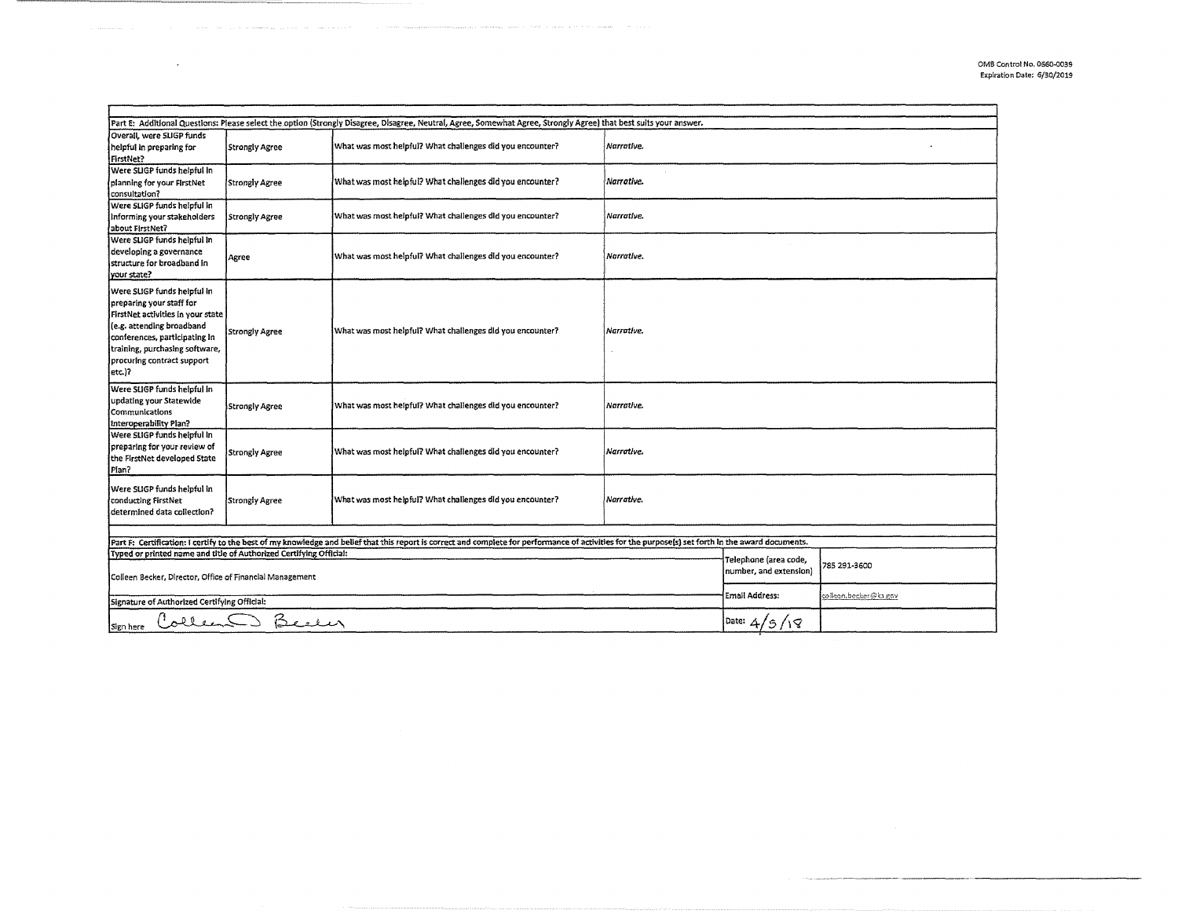OMB Control No. 0660-0038
Expiration Date: 6/30/2019

| Part E: Additional Questions: Please select the option (Strongly Disagree, Disagree, Neutral, Agree, Somewhat Agree, Strongly Agree) that best suits your answer. | | | |
|---|---|---|---|
| Overall, were SLIGP funds helpful in preparing for FirstNet? | Strongly Agree | What was most helpful? What challenges did you encounter? | *Narrative.* |
| Were SLIGP funds helpful in planning for your FirstNet consultation? | Strongly Agree | What was most helpful? What challenges did you encounter? | *Narrative.* |
| Were SLIGP funds helpful in informing your stakeholders about FirstNet? | Strongly Agree | What was most helpful? What challenges did you encounter? | *Narrative.* |
| Were SLIGP funds helpful in developing a governance structure for broadband in your state? | Agree | What was most helpful? What challenges did you encounter? | *Narrative.* |
| Were SLIGP funds helpful in preparing your staff for FirstNet activities in your state (e.g. attending broadband conferences, participating in training, purchasing software, procuring contract support etc.)? | Strongly Agree | What was most helpful? What challenges did you encounter? | *Narrative.* |
| Were SLIGP funds helpful in updating your Statewide Communications Interoperability Plan? | Strongly Agree | What was most helpful? What challenges did you encounter? | *Narrative.* |
| Were SLIGP funds helpful in preparing for your review of the FirstNet developed State Plan? | Strongly Agree | What was most helpful? What challenges did you encounter? | *Narrative.* |
| Were SLIGP funds helpful in conducting FirstNet determined data collection? | Strongly Agree | What was most helpful? What challenges did you encounter? | *Narrative.* |

| Part F: Certification: I certify to the best of my knowledge and belief that this report is correct and complete for performance of activities for the purpose(s) set forth in the award documents. | | |
|---|---|---|
| Typed or printed name and title of Authorized Certifying Official: Colleen Becker, Director, Office of Financial Management | Telephone (area code, number, and extension) | 785 291-3600 |
| Signature of Authorized Certifying Official: | Email Address: | colleen.becker@ks.gov |
| Sign here Colleen D Becker | Date: 4/5/18 | |